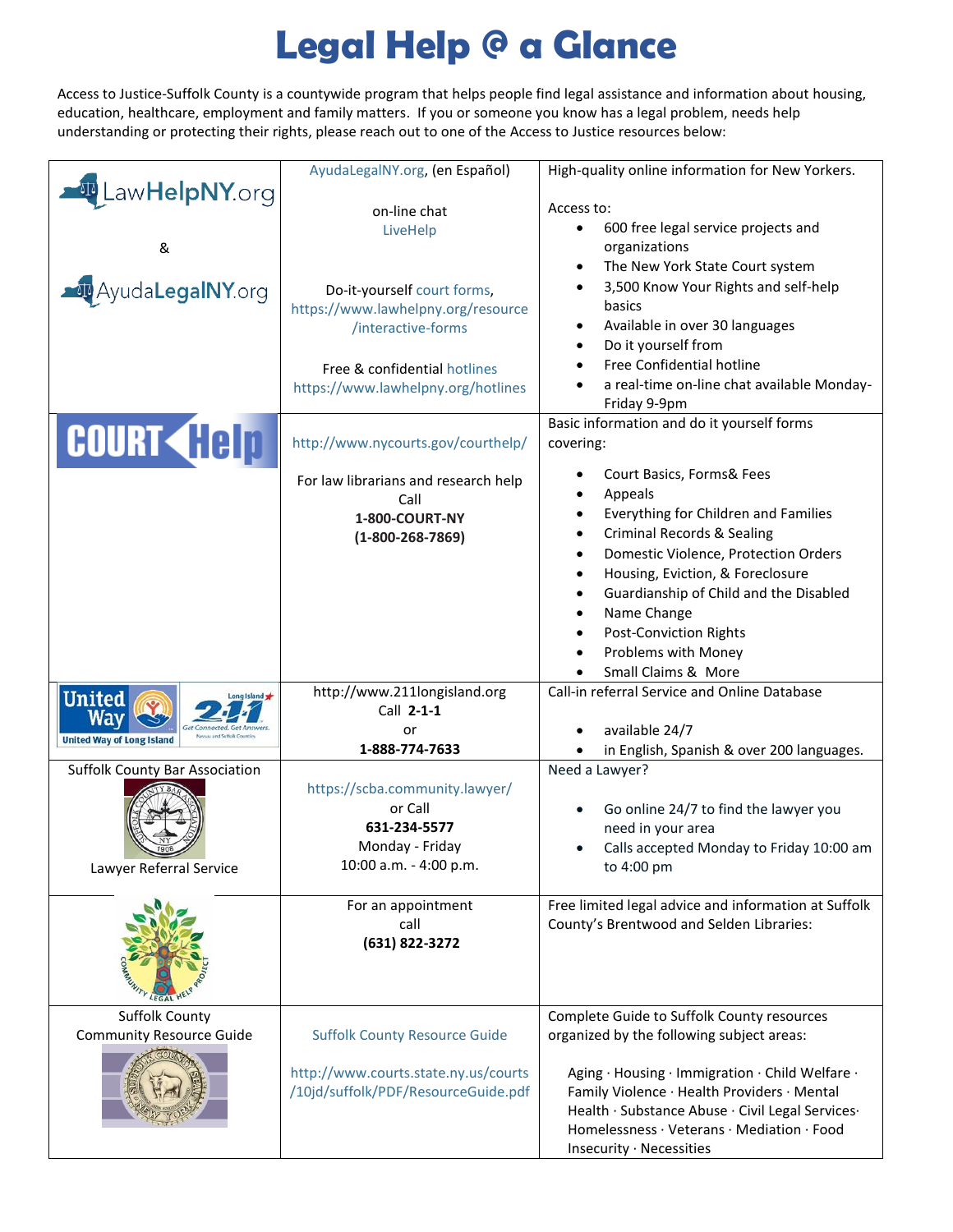# Legal Help @ a Glance

Access to Justice-Suffolk County is a countywide program that helps people find legal assistance and information about housing, education, healthcare, employment and family matters. If you or someone you know has a legal problem, needs help understanding or protecting their rights, please reach out to one of the Access to Justice resources below:

| | | |
|---|---|---|
| LawHelpNY.org<br>&<br>AyudaLegalNY.org | AyudaLegalNY.org, (en Español)<br><br>on-line chat<br>LiveHelp<br><br>Do-it-yourself court forms, https://www.lawhelpny.org/resource/interactive-forms<br><br>Free & confidential hotlines https://www.lawhelpny.org/hotlines | High-quality online information for New Yorkers.<br><br>Access to:<br>• 600 free legal service projects and organizations<br>• The New York State Court system<br>• 3,500 Know Your Rights and self-help basics<br>• Available in over 30 languages<br>• Do it yourself from<br>• Free Confidential hotline<br>• a real-time on-line chat available Monday-Friday 9-9pm |
| COURT Help | http://www.nycourts.gov/courthelp/<br><br>For law librarians and research help Call<br>**1-800-COURT-NY**<br>**(1-800-268-7869)** | Basic information and do it yourself forms covering:<br><br>• Court Basics, Forms& Fees<br>• Appeals<br>• Everything for Children and Families<br>• Criminal Records & Sealing<br>• Domestic Violence, Protection Orders<br>• Housing, Eviction, & Foreclosure<br>• Guardianship of Child and the Disabled<br>• Name Change<br>• Post-Conviction Rights<br>• Problems with Money<br>• Small Claims & More |
| United Way of Long Island<br>Long Island 2-1-1 Get Connected. Get Answers. | http://www.211longisland.org<br>Call **2-1-1**<br>or<br>**1-888-774-7633** | Call-in referral Service and Online Database<br><br>• available 24/7<br>• in English, Spanish & over 200 languages. |
| Suffolk County Bar Association<br><br>Lawyer Referral Service | https://scba.community.lawyer/<br>or Call<br>**631-234-5577**<br>Monday - Friday<br>10:00 a.m. - 4:00 p.m. | Need a Lawyer?<br><br>• Go online 24/7 to find the lawyer you need in your area<br>• Calls accepted Monday to Friday 10:00 am to 4:00 pm |
| Community Legal Help Project | For an appointment call<br>**(631) 822-3272** | Free limited legal advice and information at Suffolk County's Brentwood and Selden Libraries: |
| Suffolk County<br>Community Resource Guide | Suffolk County Resource Guide<br><br>http://www.courts.state.ny.us/courts/10jd/suffolk/PDF/ResourceGuide.pdf | Complete Guide to Suffolk County resources organized by the following subject areas:<br><br>Aging · Housing · Immigration · Child Welfare · Family Violence · Health Providers · Mental Health · Substance Abuse · Civil Legal Services· Homelessness · Veterans · Mediation · Food Insecurity · Necessities |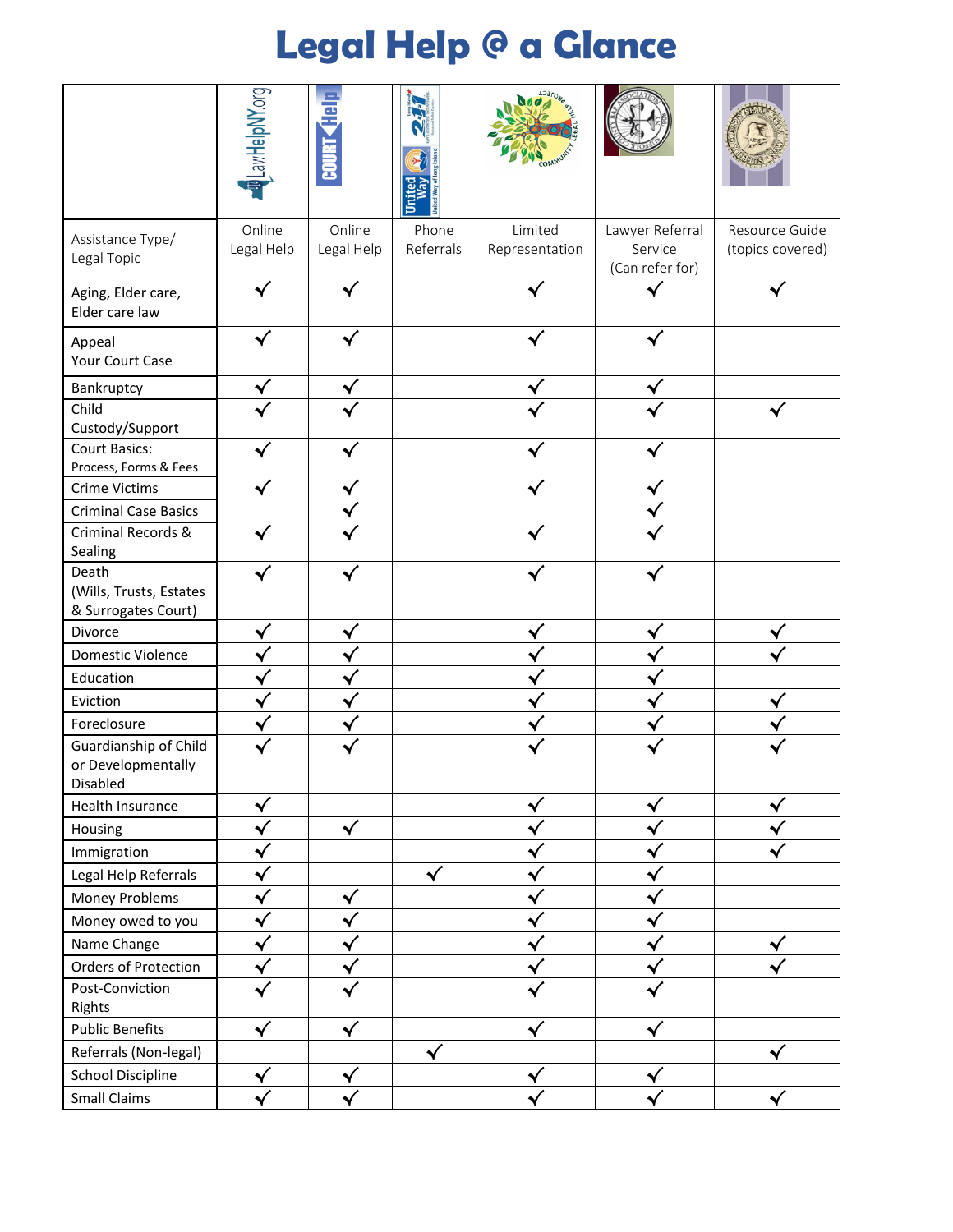# Legal Help @ a Glance

| | LawHelpNY.org | COURT Help | 2-1-1 United Way | Community Legal Help Project | Suffolk County Bar Association | County Seal |
|---|---|---|---|---|---|---|
| Assistance Type/ Legal Topic | Online Legal Help | Online Legal Help | Phone Referrals | Limited Representation | Lawyer Referral Service (Can refer for) | Resource Guide (topics covered) |
| Aging, Elder care, Elder care law | ✓ | ✓ | | ✓ | ✓ | ✓ |
| Appeal Your Court Case | ✓ | ✓ | | ✓ | ✓ | |
| Bankruptcy | ✓ | ✓ | | ✓ | ✓ | |
| Child Custody/Support | ✓ | ✓ | | ✓ | ✓ | ✓ |
| Court Basics: Process, Forms & Fees | ✓ | ✓ | | ✓ | ✓ | |
| Crime Victims | ✓ | ✓ | | ✓ | ✓ | |
| Criminal Case Basics | | ✓ | | | ✓ | |
| Criminal Records & Sealing | ✓ | ✓ | | ✓ | ✓ | |
| Death (Wills, Trusts, Estates & Surrogates Court) | ✓ | ✓ | | ✓ | ✓ | |
| Divorce | ✓ | ✓ | | ✓ | ✓ | ✓ |
| Domestic Violence | ✓ | ✓ | | ✓ | ✓ | ✓ |
| Education | ✓ | ✓ | | ✓ | ✓ | |
| Eviction | ✓ | ✓ | | ✓ | ✓ | ✓ |
| Foreclosure | ✓ | ✓ | | ✓ | ✓ | ✓ |
| Guardianship of Child or Developmentally Disabled | ✓ | ✓ | | ✓ | ✓ | ✓ |
| Health Insurance | ✓ | | | ✓ | ✓ | ✓ |
| Housing | ✓ | ✓ | | ✓ | ✓ | ✓ |
| Immigration | ✓ | | | ✓ | ✓ | ✓ |
| Legal Help Referrals | ✓ | | ✓ | ✓ | ✓ | |
| Money Problems | ✓ | ✓ | | ✓ | ✓ | |
| Money owed to you | ✓ | ✓ | | ✓ | ✓ | |
| Name Change | ✓ | ✓ | | ✓ | ✓ | ✓ |
| Orders of Protection | ✓ | ✓ | | ✓ | ✓ | ✓ |
| Post-Conviction Rights | ✓ | ✓ | | ✓ | ✓ | |
| Public Benefits | ✓ | ✓ | | ✓ | ✓ | |
| Referrals (Non-legal) | | | ✓ | | | ✓ |
| School Discipline | ✓ | ✓ | | ✓ | ✓ | |
| Small Claims | ✓ | ✓ | | ✓ | ✓ | ✓ |